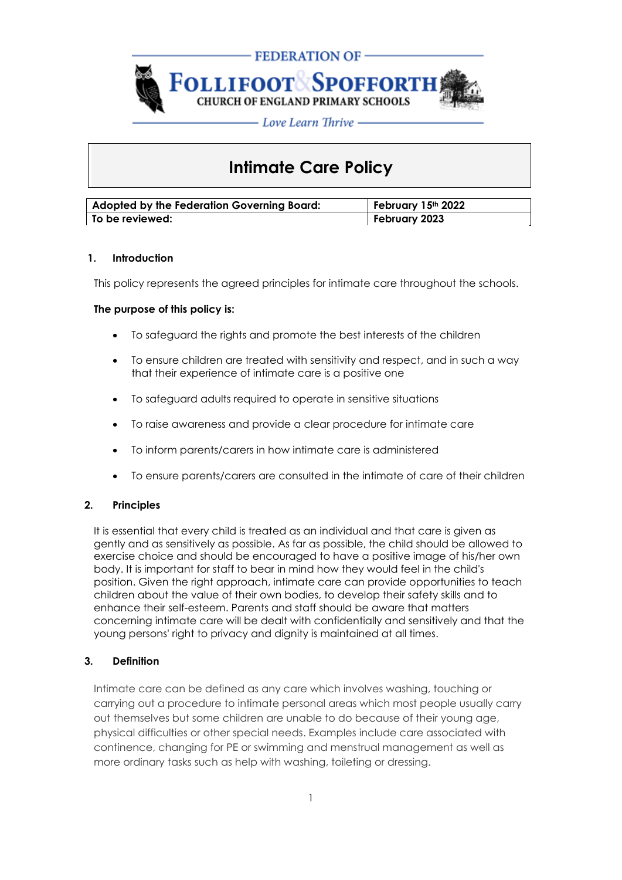FEDERATION OF

**FOLLIFOOT & SPOFFORTH**
CHURCH OF ENGLAND PRIMARY SCHOOLS

*Love Learn Thrive*

# Intimate Care Policy

| Adopted by the Federation Governing Board: | February 15th 2022 |
|---|---|
| To be reviewed: | February 2023 |

## 1. Introduction

This policy represents the agreed principles for intimate care throughout the schools.

**The purpose of this policy is:**

- To safeguard the rights and promote the best interests of the children
- To ensure children are treated with sensitivity and respect, and in such a way that their experience of intimate care is a positive one
- To safeguard adults required to operate in sensitive situations
- To raise awareness and provide a clear procedure for intimate care
- To inform parents/carers in how intimate care is administered
- To ensure parents/carers are consulted in the intimate of care of their children

## 2. Principles

It is essential that every child is treated as an individual and that care is given as gently and as sensitively as possible. As far as possible, the child should be allowed to exercise choice and should be encouraged to have a positive image of his/her own body. It is important for staff to bear in mind how they would feel in the child's position. Given the right approach, intimate care can provide opportunities to teach children about the value of their own bodies, to develop their safety skills and to enhance their self-esteem. Parents and staff should be aware that matters concerning intimate care will be dealt with confidentially and sensitively and that the young persons' right to privacy and dignity is maintained at all times.

## 3. Definition

Intimate care can be defined as any care which involves washing, touching or carrying out a procedure to intimate personal areas which most people usually carry out themselves but some children are unable to do because of their young age, physical difficulties or other special needs. Examples include care associated with continence, changing for PE or swimming and menstrual management as well as more ordinary tasks such as help with washing, toileting or dressing.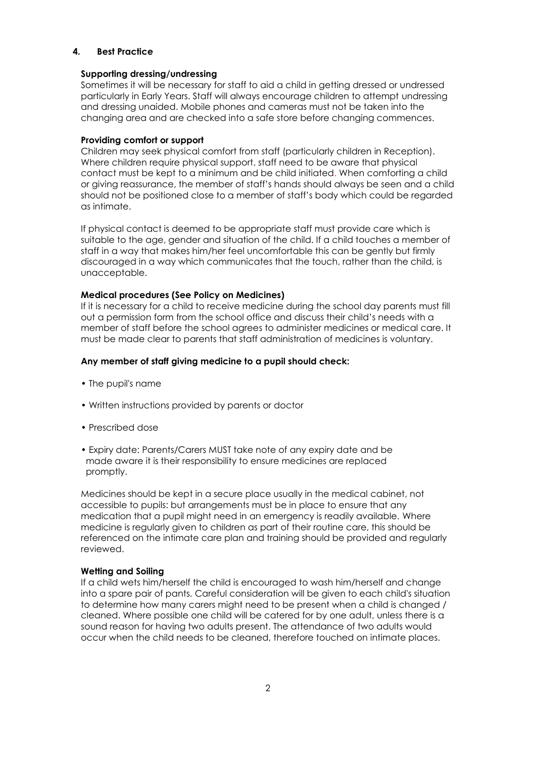## 4. Best Practice

**Supporting dressing/undressing**

Sometimes it will be necessary for staff to aid a child in getting dressed or undressed particularly in Early Years. Staff will always encourage children to attempt undressing and dressing unaided. Mobile phones and cameras must not be taken into the changing area and are checked into a safe store before changing commences.

**Providing comfort or support**

Children may seek physical comfort from staff (particularly children in Reception). Where children require physical support, staff need to be aware that physical contact must be kept to a minimum and be child initiated. When comforting a child or giving reassurance, the member of staff's hands should always be seen and a child should not be positioned close to a member of staff's body which could be regarded as intimate.

If physical contact is deemed to be appropriate staff must provide care which is suitable to the age, gender and situation of the child. If a child touches a member of staff in a way that makes him/her feel uncomfortable this can be gently but firmly discouraged in a way which communicates that the touch, rather than the child, is unacceptable.

**Medical procedures (See Policy on Medicines)**

If it is necessary for a child to receive medicine during the school day parents must fill out a permission form from the school office and discuss their child's needs with a member of staff before the school agrees to administer medicines or medical care. It must be made clear to parents that staff administration of medicines is voluntary.

**Any member of staff giving medicine to a pupil should check:**

- The pupil's name
- Written instructions provided by parents or doctor
- Prescribed dose
- Expiry date: Parents/Carers MUST take note of any expiry date and be made aware it is their responsibility to ensure medicines are replaced promptly.

Medicines should be kept in a secure place usually in the medical cabinet, not accessible to pupils: but arrangements must be in place to ensure that any medication that a pupil might need in an emergency is readily available. Where medicine is regularly given to children as part of their routine care, this should be referenced on the intimate care plan and training should be provided and regularly reviewed.

**Wetting and Soiling**

If a child wets him/herself the child is encouraged to wash him/herself and change into a spare pair of pants. Careful consideration will be given to each child's situation to determine how many carers might need to be present when a child is changed / cleaned. Where possible one child will be catered for by one adult, unless there is a sound reason for having two adults present. The attendance of two adults would occur when the child needs to be cleaned, therefore touched on intimate places.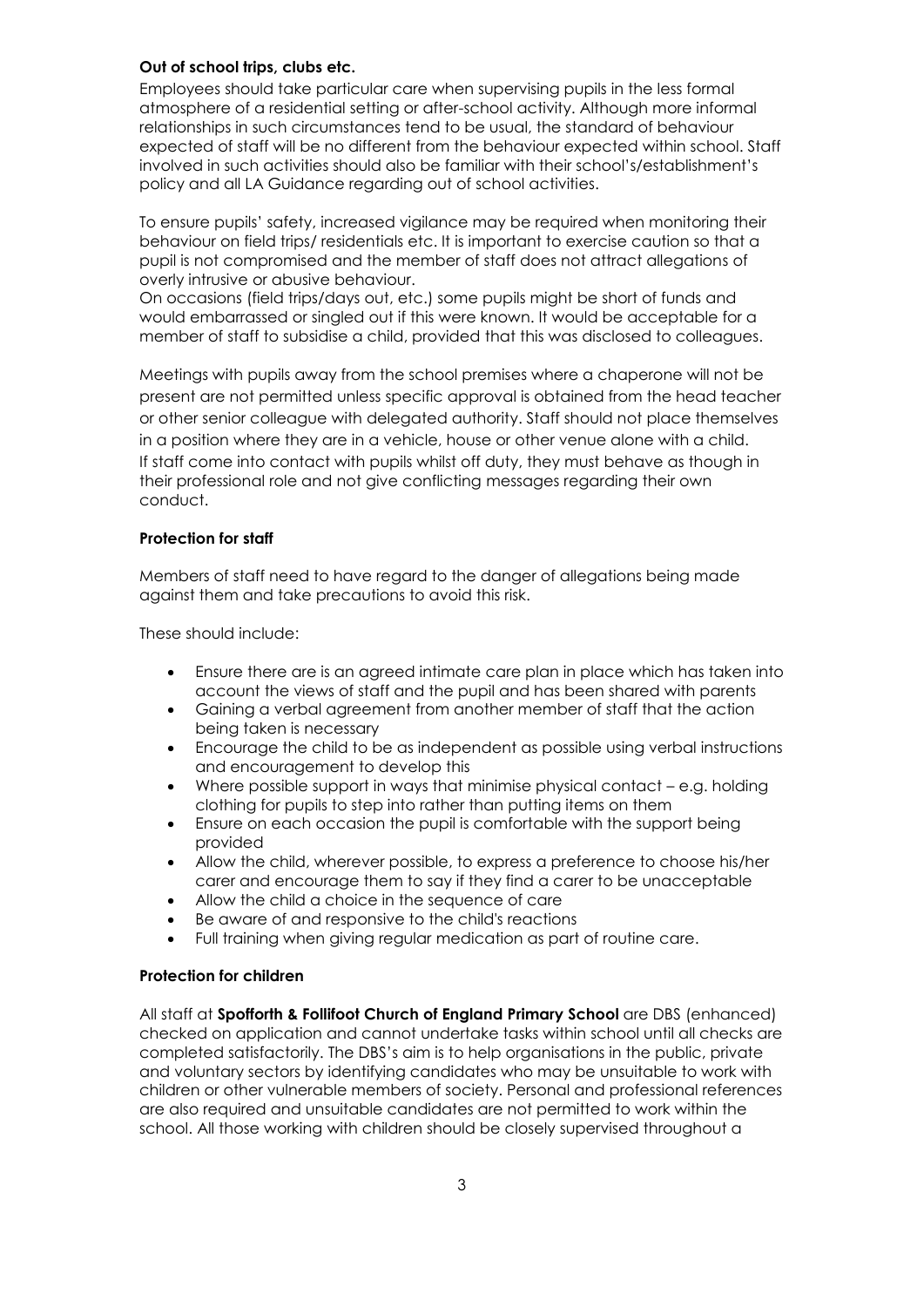**Out of school trips, clubs etc.**

Employees should take particular care when supervising pupils in the less formal atmosphere of a residential setting or after-school activity. Although more informal relationships in such circumstances tend to be usual, the standard of behaviour expected of staff will be no different from the behaviour expected within school. Staff involved in such activities should also be familiar with their school's/establishment's policy and all LA Guidance regarding out of school activities.

To ensure pupils' safety, increased vigilance may be required when monitoring their behaviour on field trips/ residentials etc. It is important to exercise caution so that a pupil is not compromised and the member of staff does not attract allegations of overly intrusive or abusive behaviour.
On occasions (field trips/days out, etc.) some pupils might be short of funds and would embarrassed or singled out if this were known. It would be acceptable for a member of staff to subsidise a child, provided that this was disclosed to colleagues.

Meetings with pupils away from the school premises where a chaperone will not be present are not permitted unless specific approval is obtained from the head teacher or other senior colleague with delegated authority. Staff should not place themselves in a position where they are in a vehicle, house or other venue alone with a child.
If staff come into contact with pupils whilst off duty, they must behave as though in their professional role and not give conflicting messages regarding their own conduct.

**Protection for staff**

Members of staff need to have regard to the danger of allegations being made against them and take precautions to avoid this risk.

These should include:

- Ensure there are is an agreed intimate care plan in place which has taken into account the views of staff and the pupil and has been shared with parents
- Gaining a verbal agreement from another member of staff that the action being taken is necessary
- Encourage the child to be as independent as possible using verbal instructions and encouragement to develop this
- Where possible support in ways that minimise physical contact – e.g. holding clothing for pupils to step into rather than putting items on them
- Ensure on each occasion the pupil is comfortable with the support being provided
- Allow the child, wherever possible, to express a preference to choose his/her carer and encourage them to say if they find a carer to be unacceptable
- Allow the child a choice in the sequence of care
- Be aware of and responsive to the child's reactions
- Full training when giving regular medication as part of routine care.

**Protection for children**

All staff at **Spofforth & Follifoot Church of England Primary School** are DBS (enhanced) checked on application and cannot undertake tasks within school until all checks are completed satisfactorily. The DBS's aim is to help organisations in the public, private and voluntary sectors by identifying candidates who may be unsuitable to work with children or other vulnerable members of society. Personal and professional references are also required and unsuitable candidates are not permitted to work within the school. All those working with children should be closely supervised throughout a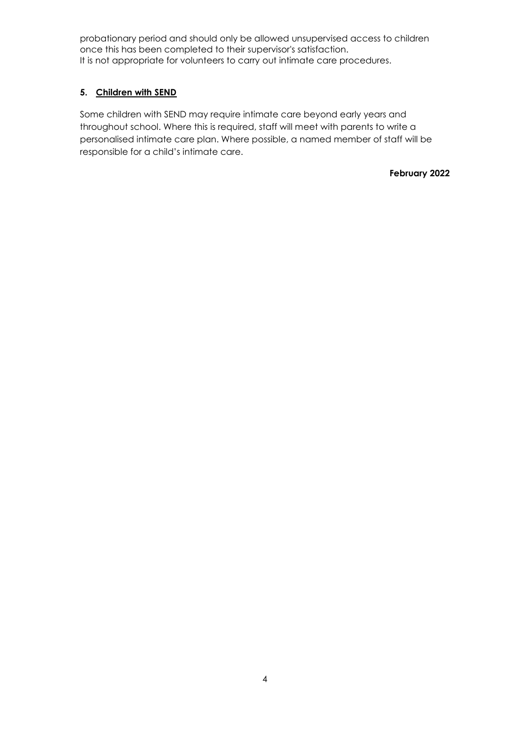probationary period and should only be allowed unsupervised access to children once this has been completed to their supervisor's satisfaction.
It is not appropriate for volunteers to carry out intimate care procedures.

## 5. Children with SEND

Some children with SEND may require intimate care beyond early years and throughout school. Where this is required, staff will meet with parents to write a personalised intimate care plan. Where possible, a named member of staff will be responsible for a child's intimate care.

**February 2022**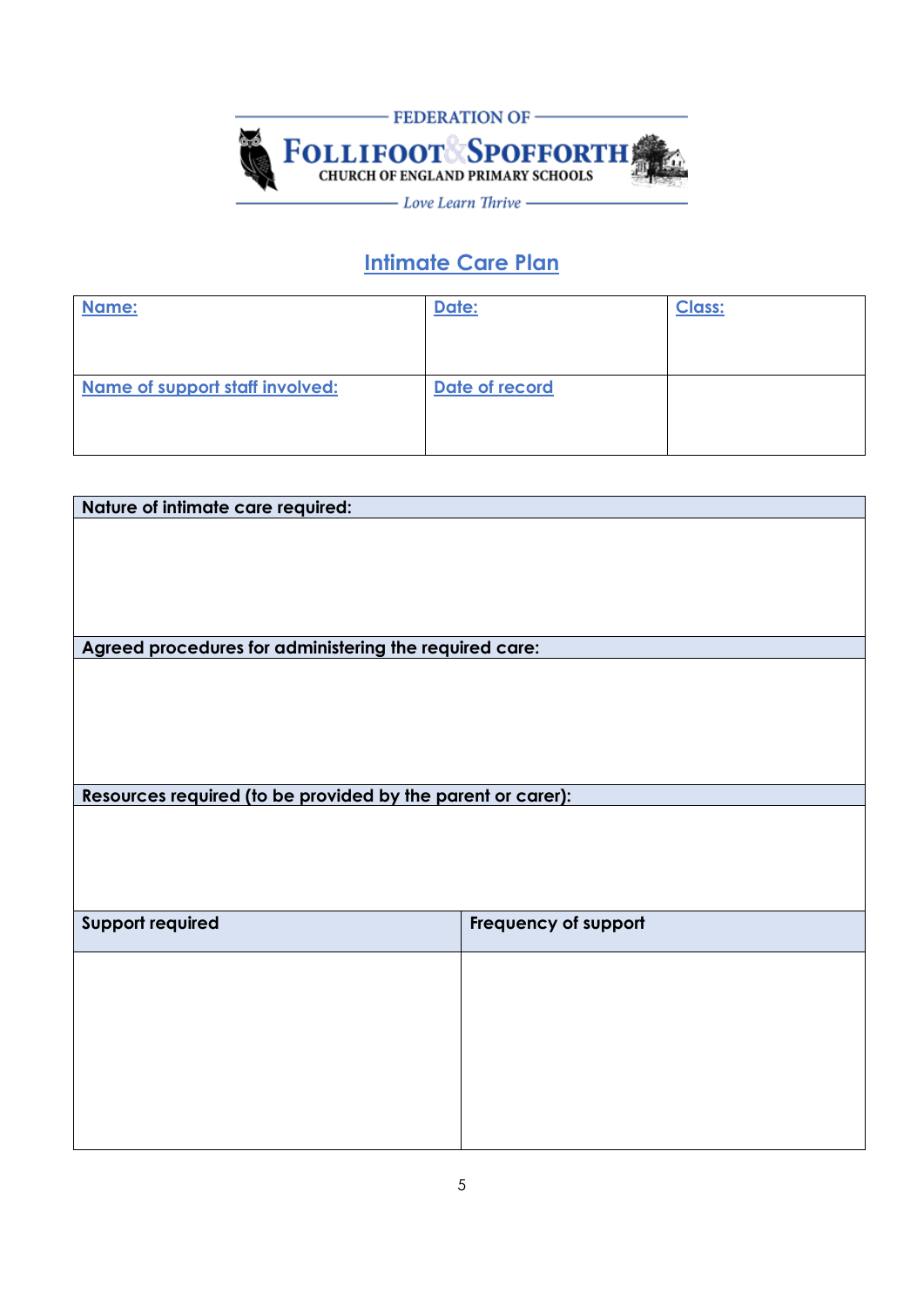FEDERATION OF

FOLLIFOOT & SPOFFORTH

CHURCH OF ENGLAND PRIMARY SCHOOLS

*Love Learn Thrive*

## Intimate Care Plan

| Name: | Date: | Class: |
|---|---|---|
| Name of support staff involved: | Date of record | |

| Nature of intimate care required: |
|---|
| |
| **Agreed procedures for administering the required care:** |
| |
| **Resources required (to be provided by the parent or carer):** |
| |

| Support required | Frequency of support |
|---|---|
| | |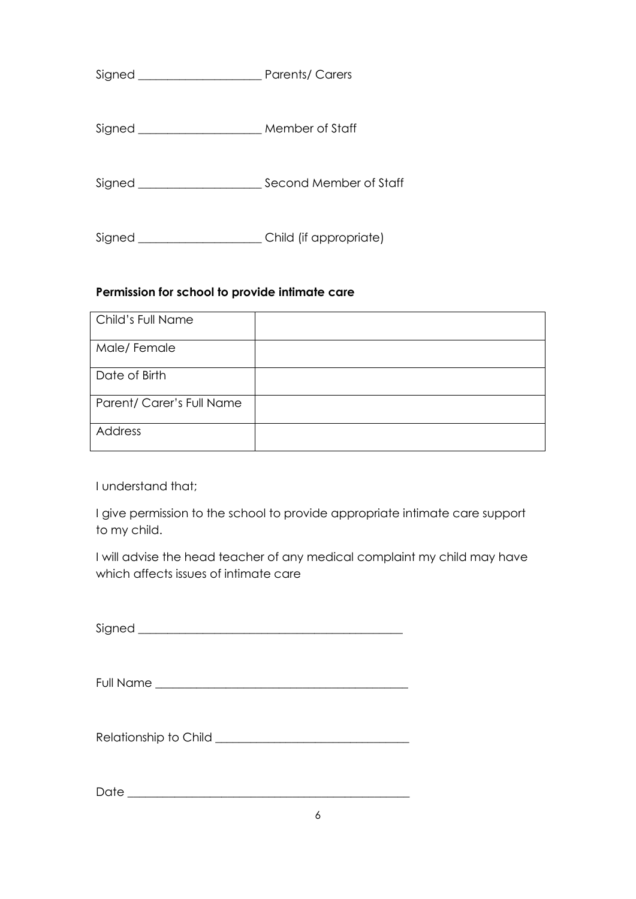Signed ____________________ Parents/ Carers

Signed ____________________ Member of Staff

Signed ____________________ Second Member of Staff

Signed ____________________ Child (if appropriate)

**Permission for school to provide intimate care**

| | |
|---|---|
| Child's Full Name | |
| Male/ Female | |
| Date of Birth | |
| Parent/ Carer's Full Name | |
| Address | |

I understand that;

I give permission to the school to provide appropriate intimate care support to my child.

I will advise the head teacher of any medical complaint my child may have which affects issues of intimate care

Signed ____________________________________________

Full Name __________________________________________

Relationship to Child ________________________________

Date _______________________________________________